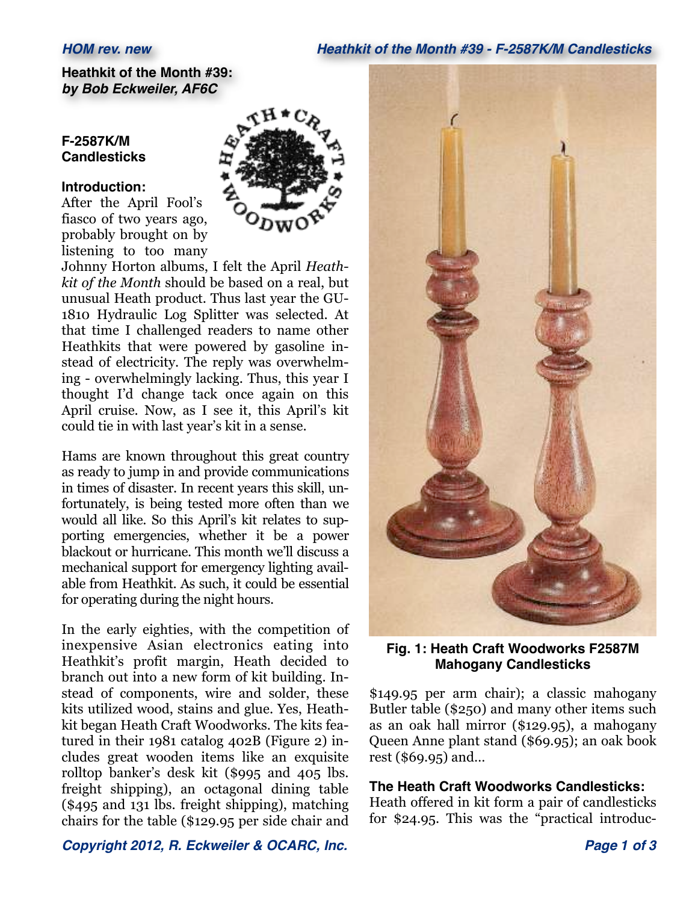**Heathkit of the Month #39:**
***by Bob Eckweiler, AF6C***

**F-2587K/M Candlesticks**

**Introduction:**

After the April Fool's fiasco of two years ago, probably brought on by listening to too many Johnny Horton albums, I felt the April *Heathkit of the Month* should be based on a real, but unusual Heath product. Thus last year the GU-1810 Hydraulic Log Splitter was selected. At that time I challenged readers to name other Heathkits that were powered by gasoline instead of electricity. The reply was overwhelming - overwhelmingly lacking. Thus, this year I thought I'd change tack once again on this April cruise. Now, as I see it, this April's kit could tie in with last year's kit in a sense.

Hams are known throughout this great country as ready to jump in and provide communications in times of disaster. In recent years this skill, unfortunately, is being tested more often than we would all like. So this April's kit relates to supporting emergencies, whether it be a power blackout or hurricane. This month we'll discuss a mechanical support for emergency lighting available from Heathkit. As such, it could be essential for operating during the night hours.

In the early eighties, with the competition of inexpensive Asian electronics eating into Heathkit's profit margin, Heath decided to branch out into a new form of kit building. Instead of components, wire and solder, these kits utilized wood, stains and glue. Yes, Heathkit began Heath Craft Woodworks. The kits featured in their 1981 catalog 402B (Figure 2) includes great wooden items like an exquisite rolltop banker's desk kit ($995 and 405 lbs. freight shipping), an octagonal dining table ($495 and 131 lbs. freight shipping), matching chairs for the table ($129.95 per side chair and $149.95 per arm chair); a classic mahogany Butler table ($250) and many other items such as an oak hall mirror ($129.95), a mahogany Queen Anne plant stand ($69.95); an oak book rest ($69.95) and...

**Fig. 1: Heath Craft Woodworks F2587M Mahogany Candlesticks**

**The Heath Craft Woodworks Candlesticks:**

Heath offered in kit form a pair of candlesticks for $24.95. This was the "practical introduc-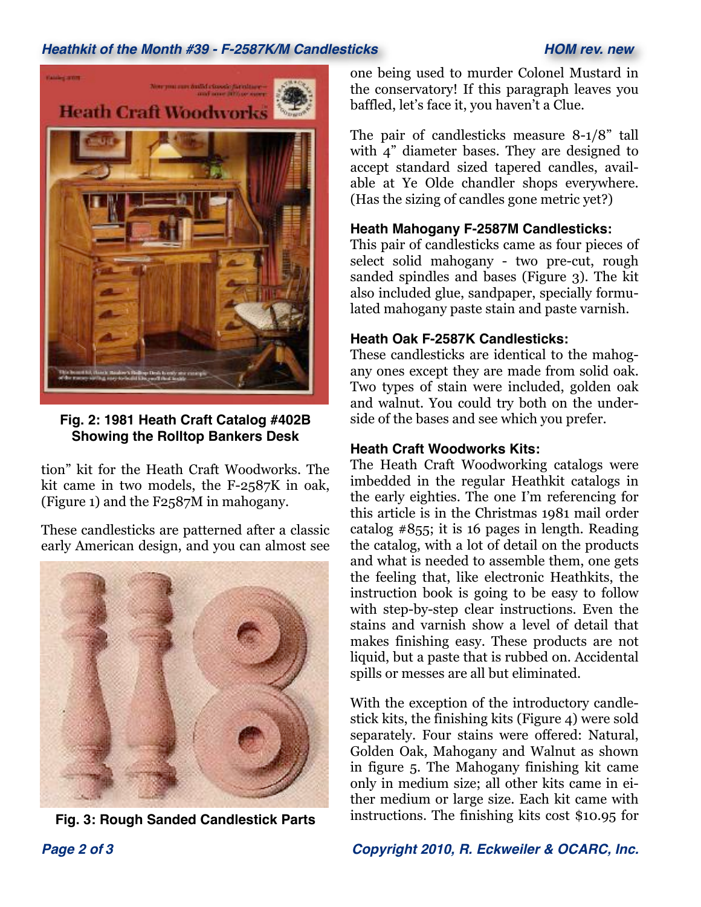Fig. 2: 1981 Heath Craft Catalog #402B Showing the Rolltop Bankers Desk

tion" kit for the Heath Craft Woodworks. The kit came in two models, the F-2587K in oak, (Figure 1) and the F2587M in mahogany.

These candlesticks are patterned after a classic early American design, and you can almost see one being used to murder Colonel Mustard in the conservatory! If this paragraph leaves you baffled, let's face it, you haven't a Clue.

Fig. 3: Rough Sanded Candlestick Parts

The pair of candlesticks measure 8-1/8" tall with 4" diameter bases. They are designed to accept standard sized tapered candles, available at Ye Olde chandler shops everywhere. (Has the sizing of candles gone metric yet?)

### Heath Mahogany F-2587M Candlesticks:

This pair of candlesticks came as four pieces of select solid mahogany - two pre-cut, rough sanded spindles and bases (Figure 3). The kit also included glue, sandpaper, specially formulated mahogany paste stain and paste varnish.

### Heath Oak F-2587K Candlesticks:

These candlesticks are identical to the mahogany ones except they are made from solid oak. Two types of stain were included, golden oak and walnut. You could try both on the underside of the bases and see which you prefer.

### Heath Craft Woodworks Kits:

The Heath Craft Woodworking catalogs were imbedded in the regular Heathkit catalogs in the early eighties. The one I'm referencing for this article is in the Christmas 1981 mail order catalog #855; it is 16 pages in length. Reading the catalog, with a lot of detail on the products and what is needed to assemble them, one gets the feeling that, like electronic Heathkits, the instruction book is going to be easy to follow with step-by-step clear instructions. Even the stains and varnish show a level of detail that makes finishing easy. These products are not liquid, but a paste that is rubbed on. Accidental spills or messes are all but eliminated.

With the exception of the introductory candlestick kits, the finishing kits (Figure 4) were sold separately. Four stains were offered: Natural, Golden Oak, Mahogany and Walnut as shown in figure 5. The Mahogany finishing kit came only in medium size; all other kits came in either medium or large size. Each kit came with instructions. The finishing kits cost $10.95 for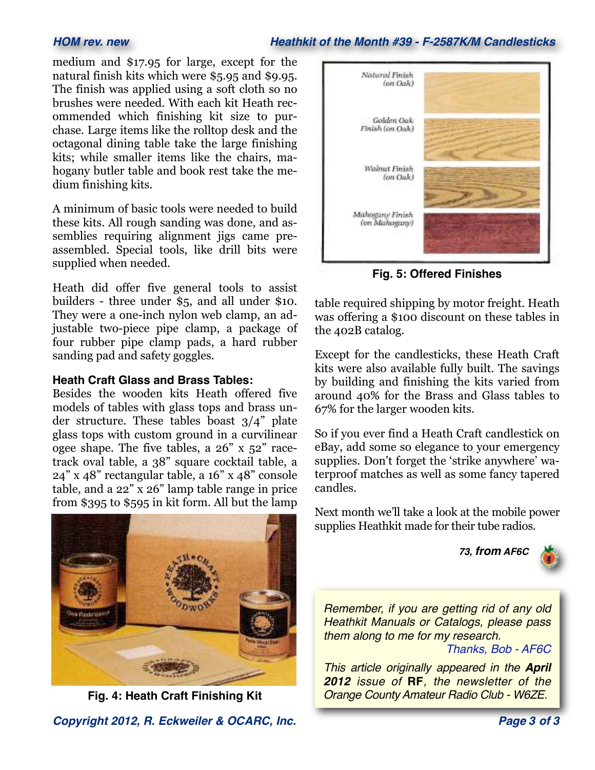medium and $17.95 for large, except for the natural finish kits which were $5.95 and $9.95. The finish was applied using a soft cloth so no brushes were needed. With each kit Heath recommended which finishing kit size to purchase. Large items like the rolltop desk and the octagonal dining table take the large finishing kits; while smaller items like the chairs, mahogany butler table and book rest take the medium finishing kits.

A minimum of basic tools were needed to build these kits. All rough sanding was done, and assemblies requiring alignment jigs came preassembled. Special tools, like drill bits were supplied when needed.

Heath did offer five general tools to assist builders - three under $5, and all under $10. They were a one-inch nylon web clamp, an adjustable two-piece pipe clamp, a package of four rubber pipe clamp pads, a hard rubber sanding pad and safety goggles.

### Heath Craft Glass and Brass Tables:

Besides the wooden kits Heath offered five models of tables with glass tops and brass under structure. These tables boast 3/4" plate glass tops with custom ground in a curvilinear ogee shape. The five tables, a 26" x 52" racetrack oval table, a 38" square cocktail table, a 24" x 48" rectangular table, a 16" x 48" console table, and a 22" x 26" lamp table range in price from $395 to $595 in kit form. All but the lamp table required shipping by motor freight. Heath was offering a $100 discount on these tables in the 402B catalog.

**Fig. 4: Heath Craft Finishing Kit**

Natural Finish (on Oak)

Golden Oak Finish (on Oak)

Walnut Finish (on Oak)

Mahogany Finish (on Mahogany)

**Fig. 5: Offered Finishes**

Except for the candlesticks, these Heath Craft kits were also available fully built. The savings by building and finishing the kits varied from around 40% for the Brass and Glass tables to 67% for the larger wooden kits.

So if you ever find a Heath Craft candlestick on eBay, add some so elegance to your emergency supplies. Don't forget the 'strike anywhere' waterproof matches as well as some fancy tapered candles.

Next month we'll take a look at the mobile power supplies Heathkit made for their tube radios.

***73, from AF6C***

*Remember, if you are getting rid of any old Heathkit Manuals or Catalogs, please pass them along to me for my research.*

*Thanks, Bob - AF6C*

*This article originally appeared in the **April 2012** issue of* **RF***, the newsletter of the Orange County Amateur Radio Club - W6ZE.*

***Copyright 2012, R. Eckweiler & OCARC, Inc.***